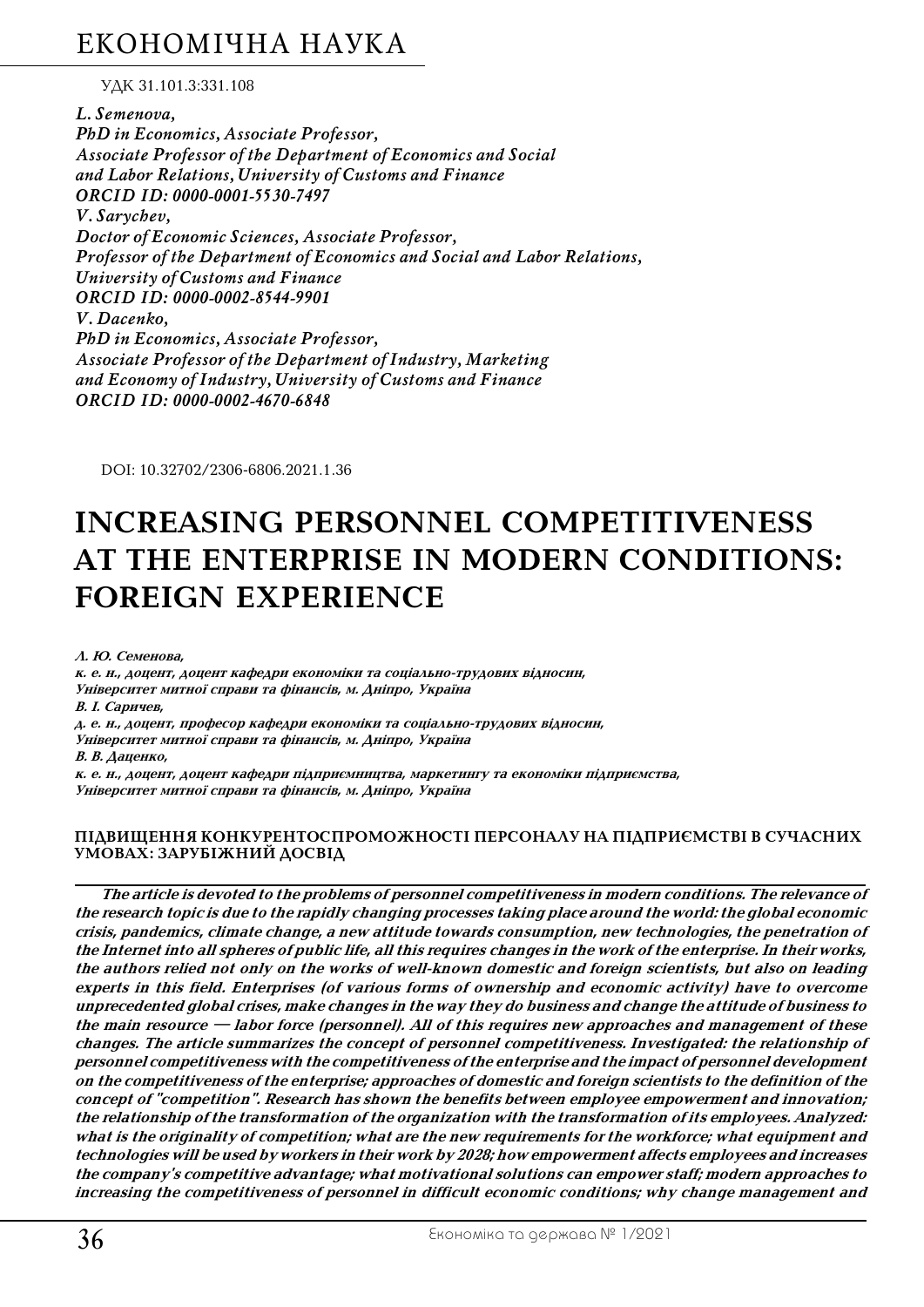УДК 31.101.3:331.108

*L. Semenova,*
*PhD in Economics, Associate Professor,*
*Associate Professor of the Department of Economics and Social and Labor Relations, University of Customs and Finance*
*ORCID ID: 0000-0001-5530-7497*
*V. Sarychev,*
*Doctor of Economic Sciences, Associate Professor,*
*Professor of the Department of Economics and Social and Labor Relations, University of Customs and Finance*
*ORCID ID: 0000-0002-8544-9901*
*V. Dacenko,*
*PhD in Economics, Associate Professor,*
*Associate Professor of the Department of Industry, Marketing and Economy of Industry, University of Customs and Finance*
*ORCID ID: 0000-0002-4670-6848*

DOI: 10.32702/2306-6806.2021.1.36

# INCREASING PERSONNEL COMPETITIVENESS AT THE ENTERPRISE IN MODERN CONDITIONS: FOREIGN EXPERIENCE

***Л. Ю. Семенова,***
***к. е. н., доцент, доцент кафедри економіки та соціально-трудових відносин,***
***Університет митної справи та фінансів, м. Дніпро, Україна***
***В. І. Саричев,***
***д. е. н., доцент, професор кафедри економіки та соціально-трудових відносин,***
***Університет митної справи та фінансів, м. Дніпро, Україна***
***В. В. Даценко,***
***к. е. н., доцент, доцент кафедри підприємництва, маркетингу та економіки підприємства,***
***Університет митної справи та фінансів, м. Дніпро, Україна***

**ПІДВИЩЕННЯ КОНКУРЕНТОСПРОМОЖНОСТІ ПЕРСОНАЛУ НА ПІДПРИЄМСТВІ В СУЧАСНИХ УМОВАХ: ЗАРУБІЖНИЙ ДОСВІД**

***The article is devoted to the problems of personnel competitiveness in modern conditions. The relevance of the research topic is due to the rapidly changing processes taking place around the world: the global economic crisis, pandemics, climate change, a new attitude towards consumption, new technologies, the penetration of the Internet into all spheres of public life, all this requires changes in the work of the enterprise. In their works, the authors relied not only on the works of well-known domestic and foreign scientists, but also on leading experts in this field. Enterprises (of various forms of ownership and economic activity) have to overcome unprecedented global crises, make changes in the way they do business and change the attitude of business to the main resource — labor force (personnel). All of this requires new approaches and management of these changes. The article summarizes the concept of personnel competitiveness. Investigated: the relationship of personnel competitiveness with the competitiveness of the enterprise and the impact of personnel development on the competitiveness of the enterprise; approaches of domestic and foreign scientists to the definition of the concept of "competition". Research has shown the benefits between employee empowerment and innovation; the relationship of the transformation of the organization with the transformation of its employees. Analyzed: what is the originality of competition; what are the new requirements for the workforce; what equipment and technologies will be used by workers in their work by 2028; how empowerment affects employees and increases the company's competitive advantage; what motivational solutions can empower staff; modern approaches to increasing the competitiveness of personnel in difficult economic conditions; why change management and***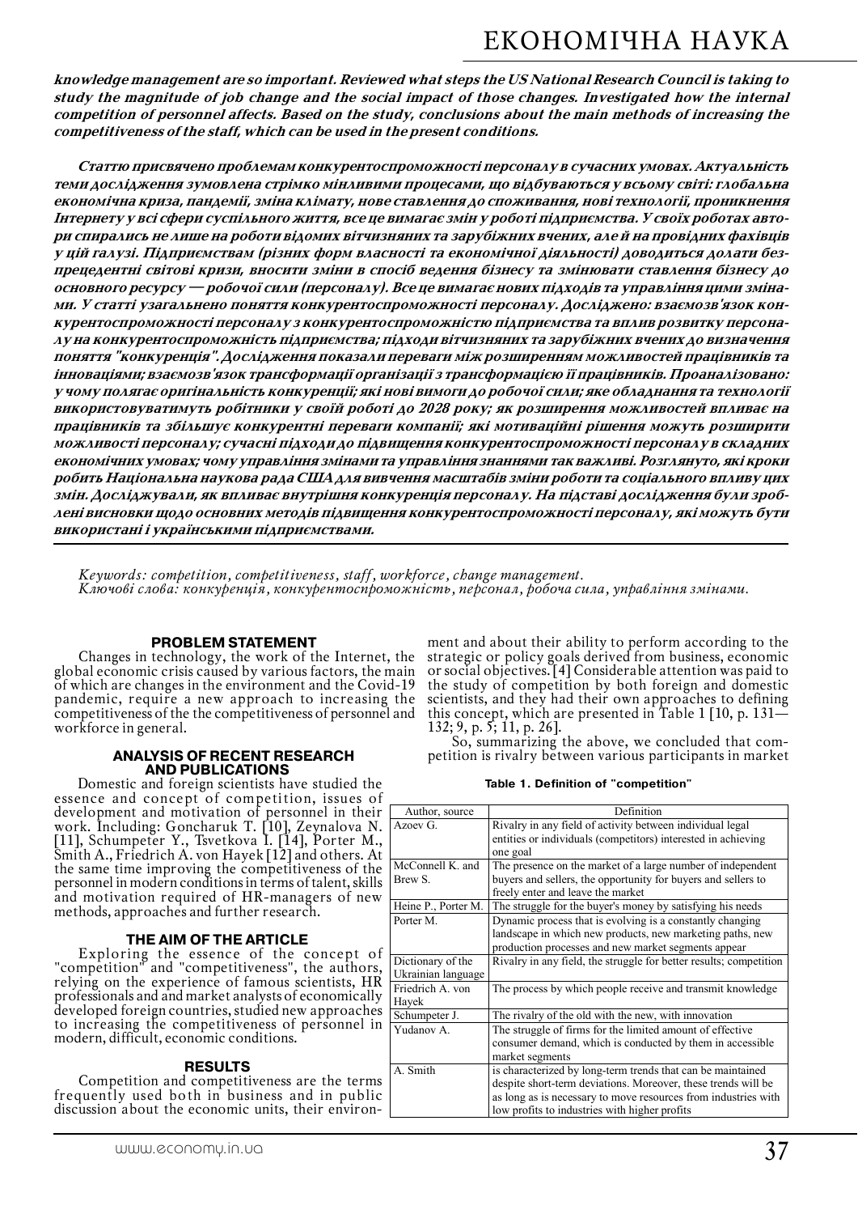***knowledge management are so important. Reviewed what steps the US National Research Council is taking to study the magnitude of job change and the social impact of those changes. Investigated how the internal competition of personnel affects. Based on the study, conclusions about the main methods of increasing the competitiveness of the staff, which can be used in the present conditions.***

***Статтю присвячено проблемам конкурентоспроможності персоналу в сучасних умовах. Актуальність теми дослідження зумовлена стрімко мінливими процесами, що відбуваються у всьому світі: глобальна економічна криза, пандемії, зміна клімату, нове ставлення до споживання, нові технології, проникнення Інтернету у всі сфери суспільного життя, все це вимагає змін у роботі підприємства. У своїх роботах автори спирались не лише на роботи відомих вітчизняних та зарубіжних вчених, але й на провідних фахівців у цій галузі. Підприємствам (різних форм власності та економічної діяльності) доводиться долати безпрецедентні світові кризи, вносити зміни в спосіб ведення бізнесу та змінювати ставлення бізнесу до основного ресурсу — робочої сили (персоналу). Все це вимагає нових підходів та управління цими змінами. У статті узагальнено поняття конкурентоспроможності персоналу. Досліджено: взаємозв'язок конкурентоспроможності персоналу з конкурентоспроможністю підприємства та вплив розвитку персоналу на конкурентоспроможність підприємства; підходи вітчизняних та зарубіжних вчених до визначення поняття "конкуренція". Дослідження показали переваги між розширенням можливостей працівників та інноваціями; взаємозв'язок трансформації організації з трансформацією її працівників. Проаналізовано: у чому полягає оригінальність конкуренції; які нові вимоги до робочої сили; яке обладнання та технології використовуватимуть робітники у своїй роботі до 2028 року; як розширення можливостей впливає на працівників та збільшує конкурентні переваги компанії; які мотиваційні рішення можуть розширити можливості персоналу; сучасні підходи до підвищення конкурентоспроможності персоналу в складних економічних умовах; чому управління змінами та управління знаннями так важливі. Розглянуто, які кроки робить Національна наукова рада США для вивчення масштабів зміни роботи та соціального впливу цих змін. Досліджували, як впливає внутрішня конкуренція персоналу. На підставі дослідження були зроблені висновки щодо основних методів підвищення конкурентоспроможності персоналу, які можуть бути використані і українськими підприємствами.***

*Keywords: competition, competitiveness, staff, workforce, change management.*
*Ключові слова: конкуренція, конкурентоспроможність, персонал, робоча сила, управління змінами.*

## PROBLEM STATEMENT

Changes in technology, the work of the Internet, the global economic crisis caused by various factors, the main of which are changes in the environment and the Covid-19 pandemic, require a new approach to increasing the competitiveness of the the competitiveness of personnel and workforce in general.

## ANALYSIS OF RECENT RESEARCH AND PUBLICATIONS

Domestic and foreign scientists have studied the essence and concept of competition, issues of development and motivation of personnel in their work. Including: Goncharuk T. [10], Zeynalova N. [11], Schumpeter Y., Tsvetkova I. [14], Porter M., Smith A., Friedrich A. von Hayek [12] and others. At the same time improving the competitiveness of the personnel in modern conditions in terms of talent, skills and motivation required of HR-managers of new methods, approaches and further research.

## THE AIM OF THE ARTICLE

Exploring the essence of the concept of "competition" and "competitiveness", the authors, relying on the experience of famous scientists, HR professionals and and market analysts of economically developed foreign countries, studied new approaches to increasing the competitiveness of personnel in modern, difficult, economic conditions.

## RESULTS

Competition and competitiveness are the terms frequently used both in business and in public discussion about the economic units, their environment and about their ability to perform according to the strategic or policy goals derived from business, economic or social objectives. [4] Considerable attention was paid to the study of competition by both foreign and domestic scientists, and they had their own approaches to defining this concept, which are presented in Table 1 [10, p. 131—132; 9, p. 5; 11, p. 26].

So, summarizing the above, we concluded that competition is rivalry between various participants in market

**Table 1. Definition of "competition"**

| Author, source | Definition |
|---|---|
| Azoev G. | Rivalry in any field of activity between individual legal entities or individuals (competitors) interested in achieving one goal |
| McConnell K. and Brew S. | The presence on the market of a large number of independent buyers and sellers, the opportunity for buyers and sellers to freely enter and leave the market |
| Heine P., Porter M. | The struggle for the buyer's money by satisfying his needs |
| Porter M. | Dynamic process that is evolving is a constantly changing landscape in which new products, new marketing paths, new production processes and new market segments appear |
| Dictionary of the Ukrainian language | Rivalry in any field, the struggle for better results; competition |
| Friedrich A. von Hayek | The process by which people receive and transmit knowledge |
| Schumpeter J. | The rivalry of the old with the new, with innovation |
| Yudanov A. | The struggle of firms for the limited amount of effective consumer demand, which is conducted by them in accessible market segments |
| A. Smith | is characterized by long-term trends that can be maintained despite short-term deviations. Moreover, these trends will be as long as is necessary to move resources from industries with low profits to industries with higher profits |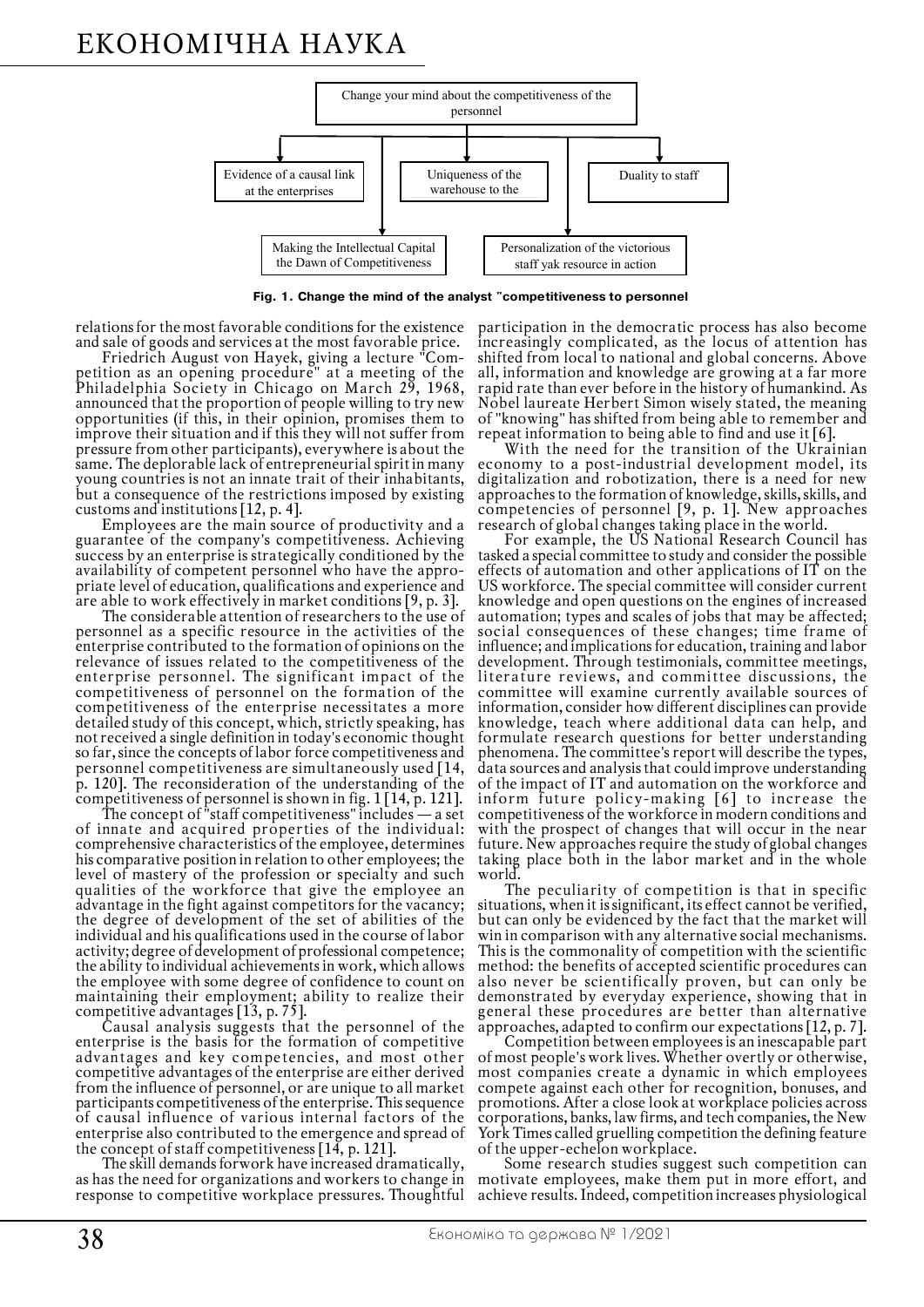Change your mind about the competitiveness of the personnel

- Evidence of a causal link at the enterprises
- Uniqueness of the warehouse to the
- Duality to staff
- Making the Intellectual Capital the Dawn of Competitiveness
- Personalization of the victorious staff yak resource in action

**Fig. 1. Change the mind of the analyst "competitiveness to personnel**

relations for the most favorable conditions for the existence and sale of goods and services at the most favorable price.

Friedrich August von Hayek, giving a lecture "Competition as an opening procedure" at a meeting of the Philadelphia Society in Chicago on March 29, 1968, announced that the proportion of people willing to try new opportunities (if this, in their opinion, promises them to improve their situation and if this they will not suffer from pressure from other participants), everywhere is about the same. The deplorable lack of entrepreneurial spirit in many young countries is not an innate trait of their inhabitants, but a consequence of the restrictions imposed by existing customs and institutions [12, p. 4].

Employees are the main source of productivity and a guarantee of the company's competitiveness. Achieving success by an enterprise is strategically conditioned by the availability of competent personnel who have the appropriate level of education, qualifications and experience and are able to work effectively in market conditions [9, p. 3].

The considerable attention of researchers to the use of personnel as a specific resource in the activities of the enterprise contributed to the formation of opinions on the relevance of issues related to the competitiveness of the enterprise personnel. The significant impact of the competitiveness of personnel on the formation of the competitiveness of the enterprise necessitates a more detailed study of this concept, which, strictly speaking, has not received a single definition in today's economic thought so far, since the concepts of labor force competitiveness and personnel competitiveness are simultaneously used [14, p. 120]. The reconsideration of the understanding of the competitiveness of personnel is shown in fig. 1 [14, p. 121].

The concept of "staff competitiveness" includes — a set of innate and acquired properties of the individual: comprehensive characteristics of the employee, determines his comparative position in relation to other employees; the level of mastery of the profession or specialty and such qualities of the workforce that give the employee an advantage in the fight against competitors for the vacancy; the degree of development of the set of abilities of the individual and his qualifications used in the course of labor activity; degree of development of professional competence; the ability to individual achievements in work, which allows the employee with some degree of confidence to count on maintaining their employment; ability to realize their competitive advantages [13, p. 75].

Causal analysis suggests that the personnel of the enterprise is the basis for the formation of competitive advantages and key competencies, and most other competitive advantages of the enterprise are either derived from the influence of personnel, or are unique to all market participants competitiveness of the enterprise. This sequence of causal influence of various internal factors of the enterprise also contributed to the emergence and spread of the concept of staff competitiveness [14, p. 121].

The skill demands for work have increased dramatically, as has the need for organizations and workers to change in response to competitive workplace pressures. Thoughtful participation in the democratic process has also become increasingly complicated, as the locus of attention has shifted from local to national and global concerns. Above all, information and knowledge are growing at a far more rapid rate than ever before in the history of humankind. As Nobel laureate Herbert Simon wisely stated, the meaning of "knowing" has shifted from being able to remember and repeat information to being able to find and use it [6].

With the need for the transition of the Ukrainian economy to a post-industrial development model, its digitalization and robotization, there is a need for new approaches to the formation of knowledge, skills, skills, and competencies of personnel [9, p. 1]. New approaches research of global changes taking place in the world.

For example, the US National Research Council has tasked a special committee to study and consider the possible effects of automation and other applications of IT on the US workforce. The special committee will consider current knowledge and open questions on the engines of increased automation; types and scales of jobs that may be affected; social consequences of these changes; time frame of influence; and implications for education, training and labor development. Through testimonials, committee meetings, literature reviews, and committee discussions, the committee will examine currently available sources of information, consider how different disciplines can provide knowledge, teach where additional data can help, and formulate research questions for better understanding phenomena. The committee's report will describe the types, data sources and analysis that could improve understanding of the impact of IT and automation on the workforce and inform future policy-making [6] to increase the competitiveness of the workforce in modern conditions and with the prospect of changes that will occur in the near future. New approaches require the study of global changes taking place both in the labor market and in the whole world.

The peculiarity of competition is that in specific situations, when it is significant, its effect cannot be verified, but can only be evidenced by the fact that the market will win in comparison with any alternative social mechanisms. This is the commonality of competition with the scientific method: the benefits of accepted scientific procedures can also never be scientifically proven, but can only be demonstrated by everyday experience, showing that in general these procedures are better than alternative approaches, adapted to confirm our expectations [12, p. 7].

Competition between employees is an inescapable part of most people's work lives. Whether overtly or otherwise, most companies create a dynamic in which employees compete against each other for recognition, bonuses, and promotions. After a close look at workplace policies across corporations, banks, law firms, and tech companies, the New York Times called gruelling competition the defining feature of the upper-echelon workplace.

Some research studies suggest such competition can motivate employees, make them put in more effort, and achieve results. Indeed, competition increases physiological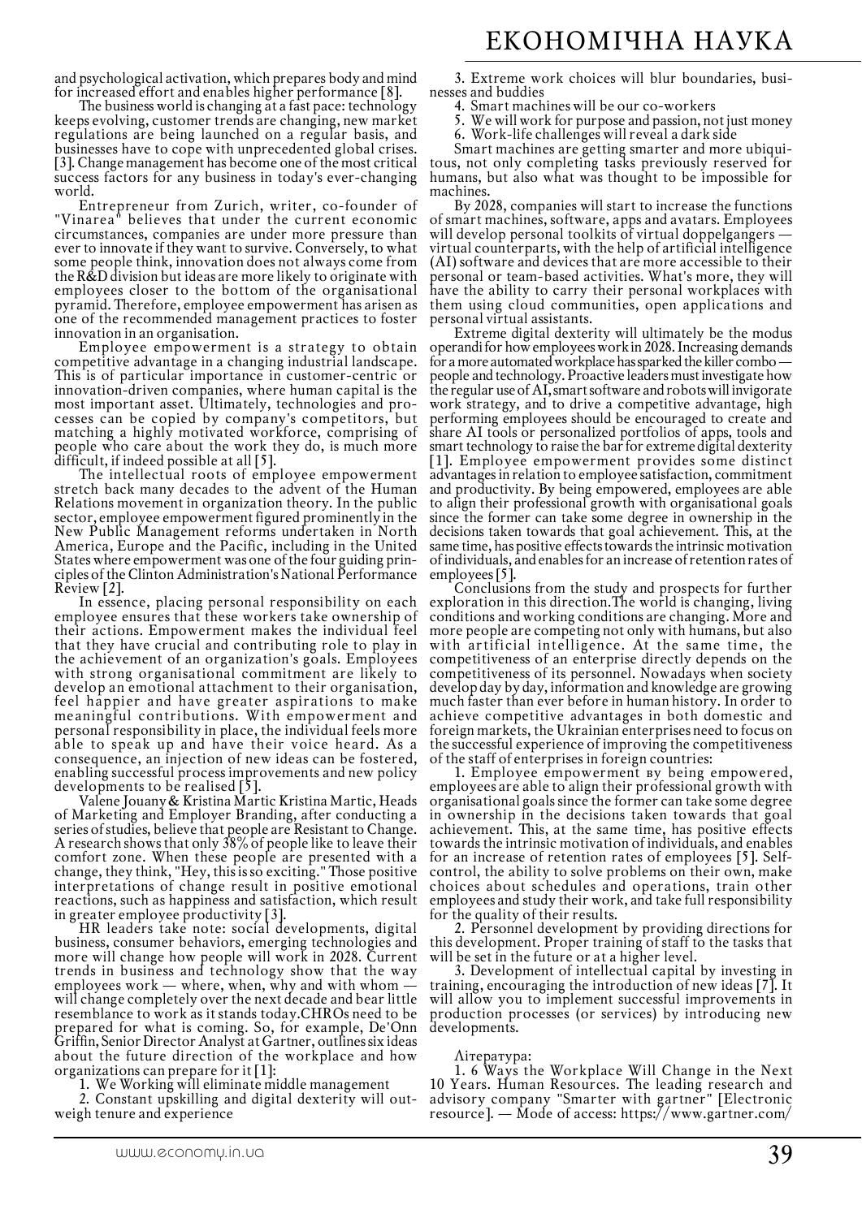and psychological activation, which prepares body and mind for increased effort and enables higher performance [8].

The business world is changing at a fast pace: technology keeps evolving, customer trends are changing, new market regulations are being launched on a regular basis, and businesses have to cope with unprecedented global crises. [3]. Change management has become one of the most critical success factors for any business in today's ever-changing world.

Entrepreneur from Zurich, writer, co-founder of "Vinarea" believes that under the current economic circumstances, companies are under more pressure than ever to innovate if they want to survive. Conversely, to what some people think, innovation does not always come from the R&D division but ideas are more likely to originate with employees closer to the bottom of the organisational pyramid. Therefore, employee empowerment has arisen as one of the recommended management practices to foster innovation in an organisation.

Employee empowerment is a strategy to obtain competitive advantage in a changing industrial landscape. This is of particular importance in customer-centric or innovation-driven companies, where human capital is the most important asset. Ultimately, technologies and processes can be copied by company's competitors, but matching a highly motivated workforce, comprising of people who care about the work they do, is much more difficult, if indeed possible at all [5].

The intellectual roots of employee empowerment stretch back many decades to the advent of the Human Relations movement in organization theory. In the public sector, employee empowerment figured prominently in the New Public Management reforms undertaken in North America, Europe and the Pacific, including in the United States where empowerment was one of the four guiding principles of the Clinton Administration's National Performance Review [2].

In essence, placing personal responsibility on each employee ensures that these workers take ownership of their actions. Empowerment makes the individual feel that they have crucial and contributing role to play in the achievement of an organization's goals. Employees with strong organisational commitment are likely to develop an emotional attachment to their organisation, feel happier and have greater aspirations to make meaningful contributions. With empowerment and personal responsibility in place, the individual feels more able to speak up and have their voice heard. As a consequence, an injection of new ideas can be fostered, enabling successful process improvements and new policy developments to be realised [5].

Valene Jouany & Kristina Martic Kristina Martic, Heads of Marketing and Employer Branding, after conducting a series of studies, believe that people are Resistant to Change. A research shows that only 38% of people like to leave their comfort zone. When these people are presented with a change, they think, "Hey, this is so exciting." Those positive interpretations of change result in positive emotional reactions, such as happiness and satisfaction, which result in greater employee productivity [3].

HR leaders take note: social developments, digital business, consumer behaviors, emerging technologies and more will change how people will work in 2028. Current trends in business and technology show that the way employees work — where, when, why and with whom — will change completely over the next decade and bear little resemblance to work as it stands today.CHROs need to be prepared for what is coming. So, for example, De'Onn Griffin, Senior Director Analyst at Gartner, outlines six ideas about the future direction of the workplace and how organizations can prepare for it [1]:

1. We Working will eliminate middle management
2. Constant upskilling and digital dexterity will outweigh tenure and experience
3. Extreme work choices will blur boundaries, businesses and buddies
4. Smart machines will be our co-workers
5. We will work for purpose and passion, not just money
6. Work-life challenges will reveal a dark side

Smart machines are getting smarter and more ubiquitous, not only completing tasks previously reserved for humans, but also what was thought to be impossible for machines.

By 2028, companies will start to increase the functions of smart machines, software, apps and avatars. Employees will develop personal toolkits of virtual doppelgangers — virtual counterparts, with the help of artificial intelligence (AI) software and devices that are more accessible to their personal or team-based activities. What's more, they will have the ability to carry their personal workplaces with them using cloud communities, open applications and personal virtual assistants.

Extreme digital dexterity will ultimately be the modus operandi for how employees work in 2028. Increasing demands for a more automated workplace has sparked the killer combo — people and technology. Proactive leaders must investigate how the regular use of AI, smart software and robots will invigorate work strategy, and to drive a competitive advantage, high performing employees should be encouraged to create and share AI tools or personalized portfolios of apps, tools and smart technology to raise the bar for extreme digital dexterity [1]. Employee empowerment provides some distinct advantages in relation to employee satisfaction, commitment and productivity. By being empowered, employees are able to align their professional growth with organisational goals since the former can take some degree in ownership in the decisions taken towards that goal achievement. This, at the same time, has positive effects towards the intrinsic motivation of individuals, and enables for an increase of retention rates of employees [5].

Conclusions from the study and prospects for further exploration in this direction.The world is changing, living conditions and working conditions are changing. More and more people are competing not only with humans, but also with artificial intelligence. At the same time, the competitiveness of an enterprise directly depends on the competitiveness of its personnel. Nowadays when society develop day by day, information and knowledge are growing much faster than ever before in human history. In order to achieve competitive advantages in both domestic and foreign markets, the Ukrainian enterprises need to focus on the successful experience of improving the competitiveness of the staff of enterprises in foreign countries:

1. Employee empowerment вy being empowered, employees are able to align their professional growth with organisational goals since the former can take some degree in ownership in the decisions taken towards that goal achievement. This, at the same time, has positive effects towards the intrinsic motivation of individuals, and enables for an increase of retention rates of employees [5]. Self-control, the ability to solve problems on their own, make choices about schedules and operations, train other employees and study their work, and take full responsibility for the quality of their results.
2. Personnel development by providing directions for this development. Proper training of staff to the tasks that will be set in the future or at a higher level.
3. Development of intellectual capital by investing in training, encouraging the introduction of new ideas [7]. It will allow you to implement successful improvements in production processes (or services) by introducing new developments.

Література:

1. 6 Ways the Workplace Will Change in the Next 10 Years. Human Resources. The leading research and advisory company "Smarter with gartner" [Electronic resource]. — Mode of access: https://www.gartner.com/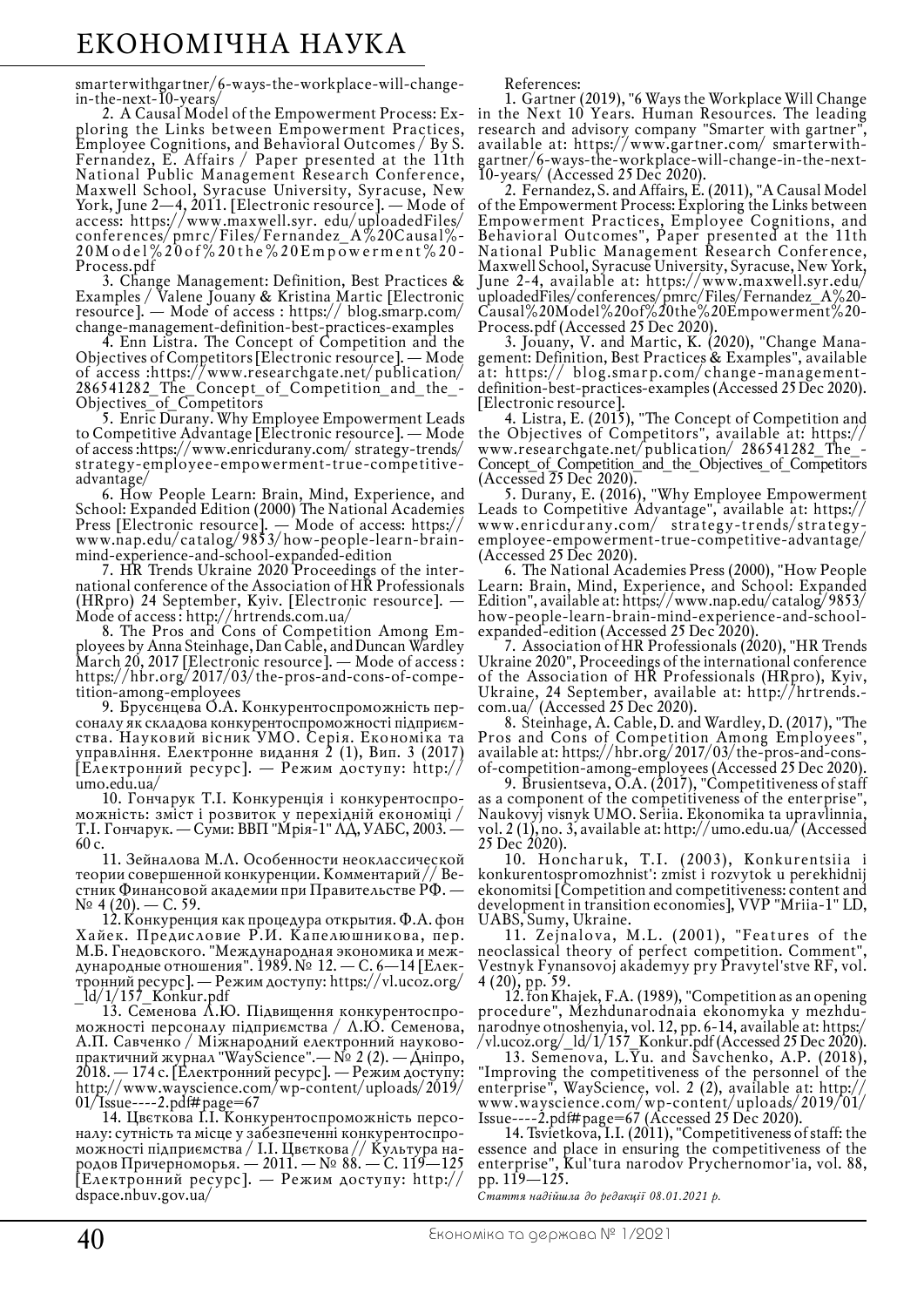smarterwithgartner/6-ways-the-workplace-will-change-in-the-next-10-years/

2. A Causal Model of the Empowerment Process: Exploring the Links between Empowerment Practices, Employee Cognitions, and Behavioral Outcomes / By S. Fernandez, E. Affairs / Paper presented at the 11th National Public Management Research Conference, Maxwell School, Syracuse University, Syracuse, New York, June 2—4, 2011. [Electronic resource]. — Mode of access: https://www.maxwell.syr. edu/uploadedFiles/conferences/pmrc/Files/Fernandez_A%20Causal%20Model%20of%20the%20Empowerment%20-Process.pdf

3. Change Management: Definition, Best Practices & Examples / Valene Jouany & Kristina Martic [Electronic resource]. — Mode of access : https:// blog.smarp.com/change-management-definition-best-practices-examples

4. Enn Listra. The Concept of Competition and the Objectives of Competitors [Electronic resource]. — Mode of access :https://www.researchgate.net/publication/286541282_The_Concept_of_Competition_and_the_-Objectives_of_Competitors

5. Enric Durany. Why Employee Empowerment Leads to Competitive Advantage [Electronic resource]. — Mode of access :https://www.enricdurany.com/ strategy-trends/strategy-employee-empowerment-true-competitive-advantage/

6. How People Learn: Brain, Mind, Experience, and School: Expanded Edition (2000) The National Academies Press [Electronic resource]. — Mode of access: https://www.nap.edu/catalog/9853/how-people-learn-brain-mind-experience-and-school-expanded-edition

7. HR Trends Ukraine 2020 Proceedings of the international conference of the Association of HR Professionals (HRpro) 24 September, Kyiv. [Electronic resource]. — Mode of access : http://hrtrends.com.ua/

8. The Pros and Cons of Competition Among Employees by Anna Steinhage, Dan Cable, and Duncan Wardley March 20, 2017 [Electronic resource]. — Mode of access : https://hbr.org/2017/03/the-pros-and-cons-of-competition-among-employees

9. Брусєнцева О.А. Конкурентоспроможність персоналу як складова конкурентоспроможності підприємства. Науковий вісник УМО. Серія. Економіка та управління. Електронне видання 2 (1), Вип. 3 (2017) [Електронний ресурс]. — Режим доступу: http://umo.edu.ua/

10. Гончарук Т.І. Конкуренція і конкурентоспроможність: зміст і розвиток у перехідній економіці / Т.І. Гончарук. — Суми: ВВП "Мрія-1" ЛД, УАБС, 2003. — 60 с.

11. Зейналова М.Л. Особенности неоклассической теории совершенной конкуренции. Комментарий // Вестник Финансовой академии при Правительстве РФ. — № 4 (20). — С. 59.

12. Конкуренция как процедура открытия. Ф.А. фон Хайек. Предисловие Р.И. Капелюшникова, пер. М.Б. Гнедовского. "Международная экономика и международные отношения". 1989. № 12. — С. 6—14 [Електронний ресурс]. — Режим доступу: https://vl.ucoz.org/_ld/1/157_Konkur.pdf

13. Семенова Л.Ю. Підвищення конкурентоспроможності персоналу підприємства / Л.Ю. Семенова, А.П. Савченко / Міжнародний електронний науково-практичний журнал "WayScience".— № 2 (2). — Дніпро, 2018. — 174 с. [Електронний ресурс]. — Режим доступу: http://www.wayscience.com/wp-content/uploads/2019/01/Issue----2.pdf#page=67

14. Цвєткова І.І. Конкурентоспроможність персоналу: сутність та місце у забезпеченні конкурентоспроможності підприємства / І.І. Цвєткова // Культура народов Причерноморья. — 2011. — № 88. — С. 119—125 [Електронний ресурс]. — Режим доступу: http://dspace.nbuv.gov.ua/

References:

1. Gartner (2019), "6 Ways the Workplace Will Change in the Next 10 Years. Human Resources. The leading research and advisory company "Smarter with gartner", available at: https://www.gartner.com/ smarterwithgartner/6-ways-the-workplace-will-change-in-the-next-10-years/ (Accessed 25 Dec 2020).

2. Fernandez, S. and Affairs, E. (2011), "A Causal Model of the Empowerment Process: Exploring the Links between Empowerment Practices, Employee Cognitions, and Behavioral Outcomes", Paper presented at the 11th National Public Management Research Conference, Maxwell School, Syracuse University, Syracuse, New York, June 2-4, available at: https://www.maxwell.syr.edu/uploadedFiles/conferences/pmrc/Files/Fernandez_A%20-Causal%20Model%20of%20the%20Empowerment%20-Process.pdf (Accessed 25 Dec 2020).

3. Jouany, V. and Martic, K. (2020), "Change Management: Definition, Best Practices & Examples", available at: https:// blog.smarp.com/change-management-definition-best-practices-examples (Accessed 25 Dec 2020). [Electronic resource].

4. Listra, E. (2015), "The Concept of Competition and the Objectives of Competitors", available at: https://www.researchgate.net/publication/ 286541282_The_-Concept_of_Competition_and_the_Objectives_of_Competitors (Accessed 25 Dec 2020).

5. Durany, E. (2016), "Why Employee Empowerment Leads to Competitive Advantage", available at: https://www.enricdurany.com/ strategy-trends/strategy-employee-empowerment-true-competitive-advantage/ (Accessed 25 Dec 2020).

6. The National Academies Press (2000), "How People Learn: Brain, Mind, Experience, and School: Expanded Edition", available at: https://www.nap.edu/catalog/9853/how-people-learn-brain-mind-experience-and-school-expanded-edition (Accessed 25 Dec 2020).

7. Association of HR Professionals (2020), "HR Trends Ukraine 2020", Proceedings of the international conference of the Association of HR Professionals (HRpro), Kyiv, Ukraine, 24 September, available at: http://hrtrends.-com.ua/ (Accessed 25 Dec 2020).

8. Steinhage, A. Cable, D. and Wardley, D. (2017), "The Pros and Cons of Competition Among Employees", available at: https://hbr.org/2017/03/the-pros-and-cons-of-competition-among-employees (Accessed 25 Dec 2020).

9. Brusientseva, O.A. (2017), "Competitiveness of staff as a component of the competitiveness of the enterprise", Naukovyj visnyk UMO. Seriia. Ekonomika ta upravlinnia, vol. 2 (1), no. 3, available at: http://umo.edu.ua/ (Accessed 25 Dec 2020).

10. Honcharuk, T.I. (2003), Konkurentsiia i konkurentospromozhnist': zmist i rozvytok u perekhidnij ekonomitsi [Competition and competitiveness: content and development in transition economies], VVP "Mriia-1" LD, UABS, Sumy, Ukraine.

11. Zejnalova, M.L. (2001), "Features of the neoclassical theory of perfect competition. Comment", Vestnyk Fynansovoj akademyy pry Pravytel'stve RF, vol. 4 (20), pp. 59.

12. fon Khajek, F.A. (1989), "Competition as an opening procedure", Mezhdunarodnaia ekonomyka y mezhdunarodnye otnoshenyia, vol. 12, pp. 6-14, available at: https://vl.ucoz.org/_ld/1/157_Konkur.pdf (Accessed 25 Dec 2020).

13. Semenova, L.Yu. and Savchenko, A.P. (2018), "Improving the competitiveness of the personnel of the enterprise", WayScience, vol. 2 (2), available at: http://www.wayscience.com/wp-content/uploads/2019/01/Issue----2.pdf#page=67 (Accessed 25 Dec 2020).

14. Tsvietkova, I.I. (2011), "Competitiveness of staff: the essence and place in ensuring the competitiveness of the enterprise", Kul'tura narodov Prychernomor'ia, vol. 88, pp. 119—125.

*Стаття надійшла до редакції 08.01.2021 р.*